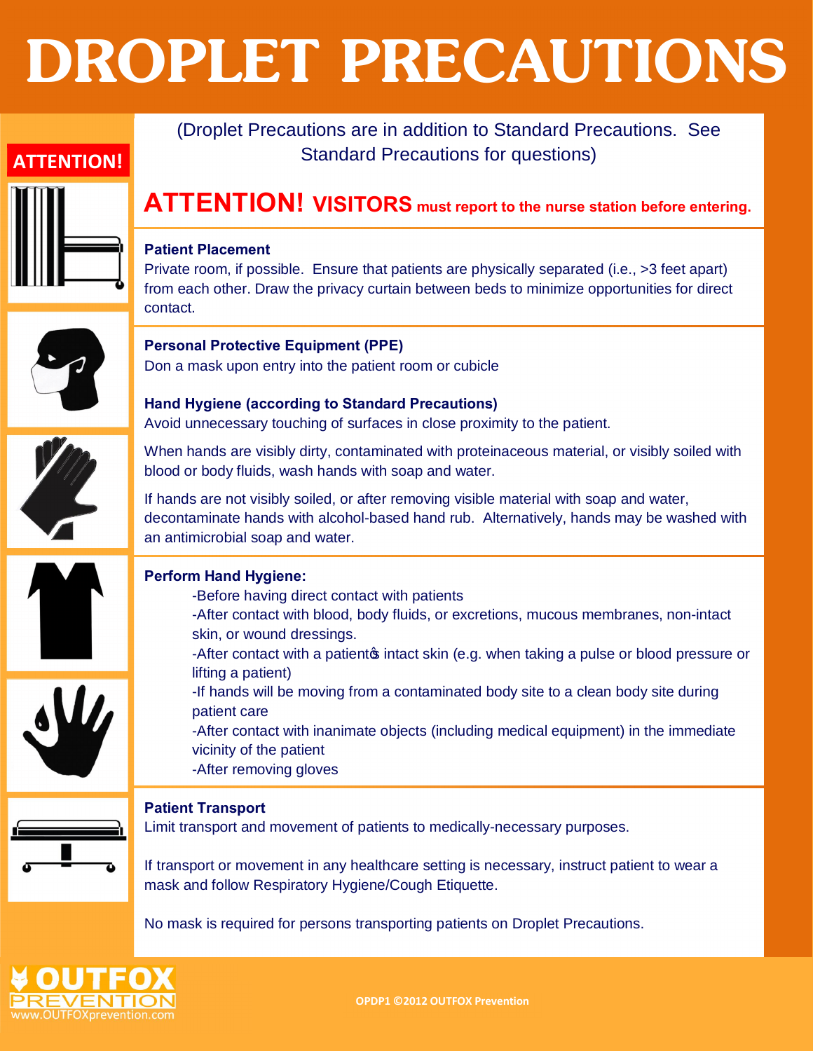# DROPLET PRECAUTIONS

ATTENTION!

(Droplet Precautions are in addition to Standard Precautions. See Standard Precautions for questions)

**ATTENTION! VISITORS must report to the nurse station before entering.**

**Patient Placement**

Private room, if possible. Ensure that patients are physically separated (i.e., >3 feet apart) from each other. Draw the privacy curtain between beds to minimize opportunities for direct contact.

**Personal Protective Equipment (PPE)**

Don a mask upon entry into the patient room or cubicle

**Hand Hygiene (according to Standard Precautions)**

Avoid unnecessary touching of surfaces in close proximity to the patient.

When hands are visibly dirty, contaminated with proteinaceous material, or visibly soiled with blood or body fluids, wash hands with soap and water.

If hands are not visibly soiled, or after removing visible material with soap and water, decontaminate hands with alcohol-based hand rub. Alternatively, hands may be washed with an antimicrobial soap and water.

**Perform Hand Hygiene:**

-Before having direct contact with patients
-After contact with blood, body fluids, or excretions, mucous membranes, non-intact skin, or wound dressings.
-After contact with a patient�s intact skin (e.g. when taking a pulse or blood pressure or lifting a patient)
-If hands will be moving from a contaminated body site to a clean body site during patient care
-After contact with inanimate objects (including medical equipment) in the immediate vicinity of the patient
-After removing gloves

**Patient Transport**

Limit transport and movement of patients to medically-necessary purposes.

If transport or movement in any healthcare setting is necessary, instruct patient to wear a mask and follow Respiratory Hygiene/Cough Etiquette.

No mask is required for persons transporting patients on Droplet Precautions.

OUTFOX PREVENTION
www.OUTFOXprevention.com

OPDP1 ©2012 OUTFOX Prevention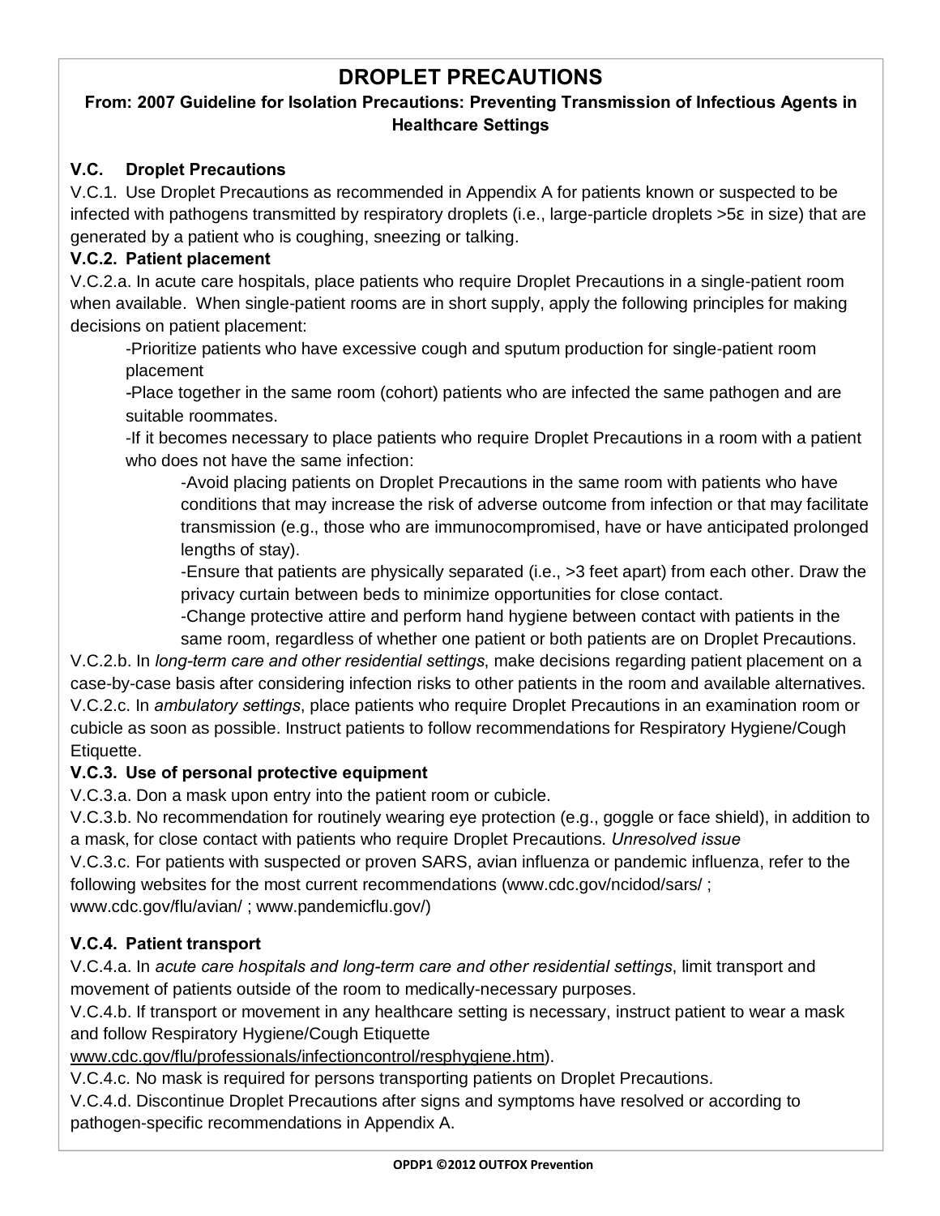# DROPLET PRECAUTIONS

### From: 2007 Guideline for Isolation Precautions: Preventing Transmission of Infectious Agents in Healthcare Settings

**V.C. Droplet Precautions**

V.C.1. Use Droplet Precautions as recommended in Appendix A for patients known or suspected to be infected with pathogens transmitted by respiratory droplets (i.e., large-particle droplets >5ε in size) that are generated by a patient who is coughing, sneezing or talking.

**V.C.2. Patient placement**

V.C.2.a. In acute care hospitals, place patients who require Droplet Precautions in a single-patient room when available. When single-patient rooms are in short supply, apply the following principles for making decisions on patient placement:

-Prioritize patients who have excessive cough and sputum production for single-patient room placement

-Place together in the same room (cohort) patients who are infected the same pathogen and are suitable roommates.

-If it becomes necessary to place patients who require Droplet Precautions in a room with a patient who does not have the same infection:

-Avoid placing patients on Droplet Precautions in the same room with patients who have conditions that may increase the risk of adverse outcome from infection or that may facilitate transmission (e.g., those who are immunocompromised, have or have anticipated prolonged lengths of stay).

-Ensure that patients are physically separated (i.e., >3 feet apart) from each other. Draw the privacy curtain between beds to minimize opportunities for close contact.

-Change protective attire and perform hand hygiene between contact with patients in the same room, regardless of whether one patient or both patients are on Droplet Precautions.

V.C.2.b. In *long-term care and other residential settings*, make decisions regarding patient placement on a case-by-case basis after considering infection risks to other patients in the room and available alternatives.

V.C.2.c. In *ambulatory settings*, place patients who require Droplet Precautions in an examination room or cubicle as soon as possible. Instruct patients to follow recommendations for Respiratory Hygiene/Cough Etiquette.

**V.C.3. Use of personal protective equipment**

V.C.3.a. Don a mask upon entry into the patient room or cubicle.

V.C.3.b. No recommendation for routinely wearing eye protection (e.g., goggle or face shield), in addition to a mask, for close contact with patients who require Droplet Precautions. *Unresolved issue*

V.C.3.c. For patients with suspected or proven SARS, avian influenza or pandemic influenza, refer to the following websites for the most current recommendations (www.cdc.gov/ncidod/sars/ ; www.cdc.gov/flu/avian/ ; www.pandemicflu.gov/)

**V.C.4. Patient transport**

V.C.4.a. In *acute care hospitals and long-term care and other residential settings*, limit transport and movement of patients outside of the room to medically-necessary purposes.

V.C.4.b. If transport or movement in any healthcare setting is necessary, instruct patient to wear a mask and follow Respiratory Hygiene/Cough Etiquette www.cdc.gov/flu/professionals/infectioncontrol/resphygiene.htm).

V.C.4.c. No mask is required for persons transporting patients on Droplet Precautions.

V.C.4.d. Discontinue Droplet Precautions after signs and symptoms have resolved or according to pathogen-specific recommendations in Appendix A.

OPDP1 ©2012 OUTFOX Prevention